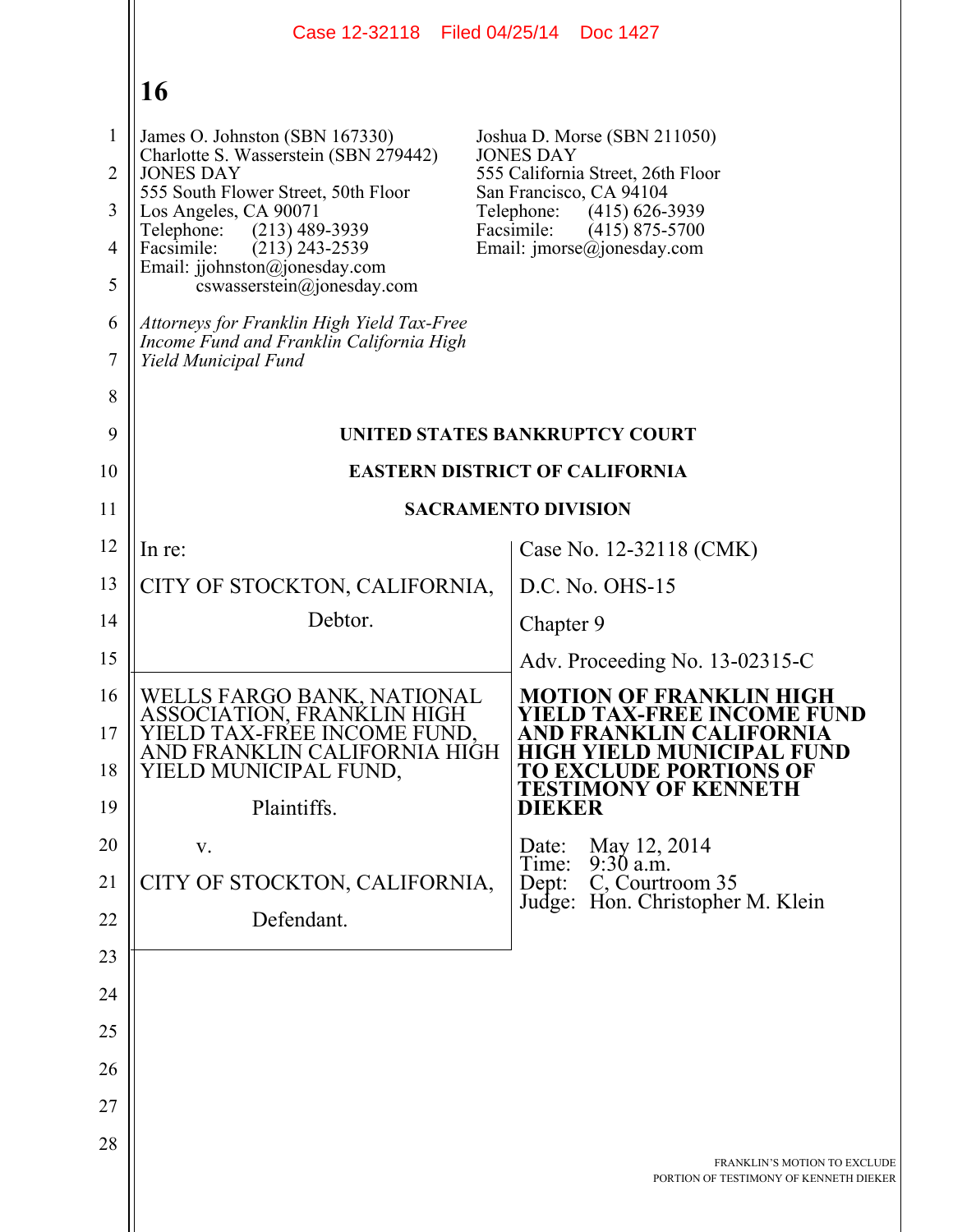James O. Johnston (SBN 167330)
Charlotte S. Wasserstein (SBN 279442)
JONES DAY
555 South Flower Street, 50th Floor
Los Angeles, CA 90071
Telephone: (213) 489-3939
Facsimile: (213) 243-2539
Email: jjohnston@jonesday.com
cswasserstein@jonesday.com

Joshua D. Morse (SBN 211050)
JONES DAY
555 California Street, 26th Floor
San Francisco, CA 94104
Telephone: (415) 626-3939
Facsimile: (415) 875-5700
Email: jmorse@jonesday.com

*Attorneys for Franklin High Yield Tax-Free Income Fund and Franklin California High Yield Municipal Fund*

**UNITED STATES BANKRUPTCY COURT**

**EASTERN DISTRICT OF CALIFORNIA**

**SACRAMENTO DIVISION**

| | |
|---|---|
| In re: | Case No. 12-32118 (CMK) |
| CITY OF STOCKTON, CALIFORNIA, | D.C. No. OHS-15 |
| Debtor. | Chapter 9 |
| | Adv. Proceeding No. 13-02315-C |
| WELLS FARGO BANK, NATIONAL ASSOCIATION, FRANKLIN HIGH YIELD TAX-FREE INCOME FUND, AND FRANKLIN CALIFORNIA HIGH YIELD MUNICIPAL FUND, | **MOTION OF FRANKLIN HIGH YIELD TAX-FREE INCOME FUND AND FRANKLIN CALIFORNIA HIGH YIELD MUNICIPAL FUND TO EXCLUDE PORTIONS OF TESTIMONY OF KENNETH DIEKER** |
| Plaintiffs. | |
| v. | Date: May 12, 2014<br>Time: 9:30 a.m.<br>Dept: C, Courtroom 35<br>Judge: Hon. Christopher M. Klein |
| CITY OF STOCKTON, CALIFORNIA, | |
| Defendant. | |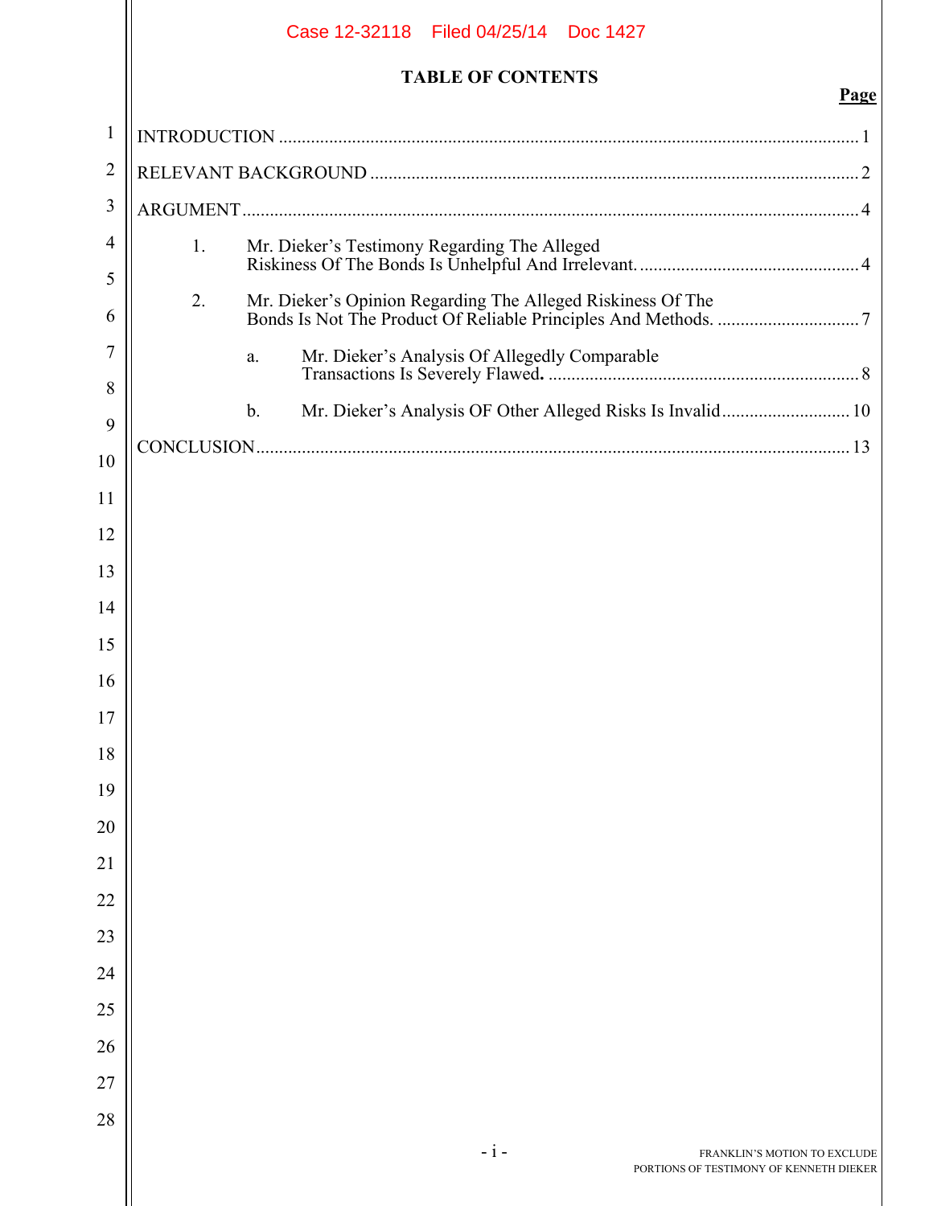# TABLE OF CONTENTS

| | Page |
|---|---|
| INTRODUCTION | 1 |
| RELEVANT BACKGROUND | 2 |
| ARGUMENT | 4 |
| 1. Mr. Dieker's Testimony Regarding The Alleged Riskiness Of The Bonds Is Unhelpful And Irrelevant. | 4 |
| 2. Mr. Dieker's Opinion Regarding The Alleged Riskiness Of The Bonds Is Not The Product Of Reliable Principles And Methods. | 7 |
| a. Mr. Dieker's Analysis Of Allegedly Comparable Transactions Is Severely Flawed. | 8 |
| b. Mr. Dieker's Analysis OF Other Alleged Risks Is Invalid | 10 |
| CONCLUSION | 13 |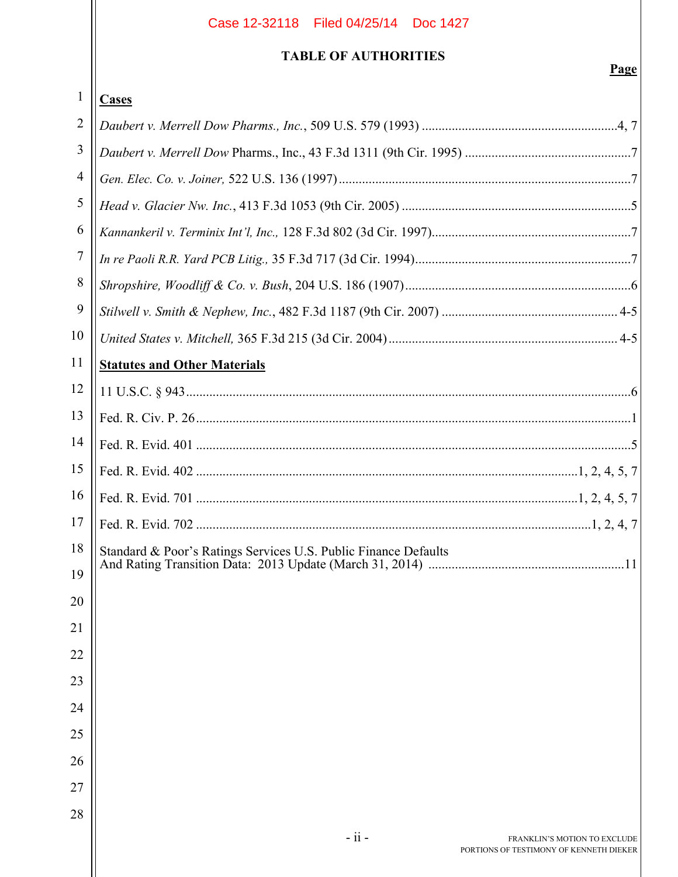## TABLE OF AUTHORITIES

**Page**

**Cases**

*Daubert v. Merrell Dow Pharms., Inc.*, 509 U.S. 579 (1993) ....................................................4, 7

*Daubert v. Merrell Dow* Pharms., Inc., 43 F.3d 1311 (9th Cir. 1995) ....................................................7

*Gen. Elec. Co. v. Joiner,* 522 U.S. 136 (1997) ....................................................7

*Head v. Glacier Nw. Inc.*, 413 F.3d 1053 (9th Cir. 2005) ....................................................5

*Kannankeril v. Terminix Int'l, Inc.,* 128 F.3d 802 (3d Cir. 1997) ....................................................7

*In re Paoli R.R. Yard PCB Litig.,* 35 F.3d 717 (3d Cir. 1994) ....................................................7

*Shropshire, Woodliff & Co. v. Bush*, 204 U.S. 186 (1907) ....................................................6

*Stilwell v. Smith & Nephew, Inc.*, 482 F.3d 1187 (9th Cir. 2007) .................................................... 4-5

*United States v. Mitchell,* 365 F.3d 215 (3d Cir. 2004) .................................................... 4-5

**Statutes and Other Materials**

11 U.S.C. § 943 ....................................................6

Fed. R. Civ. P. 26 ....................................................1

Fed. R. Evid. 401 ....................................................5

Fed. R. Evid. 402 ....................................................1, 2, 4, 5, 7

Fed. R. Evid. 701 ....................................................1, 2, 4, 5, 7

Fed. R. Evid. 702 ....................................................1, 2, 4, 7

Standard & Poor's Ratings Services U.S. Public Finance Defaults And Rating Transition Data: 2013 Update (March 31, 2014) ....................................................11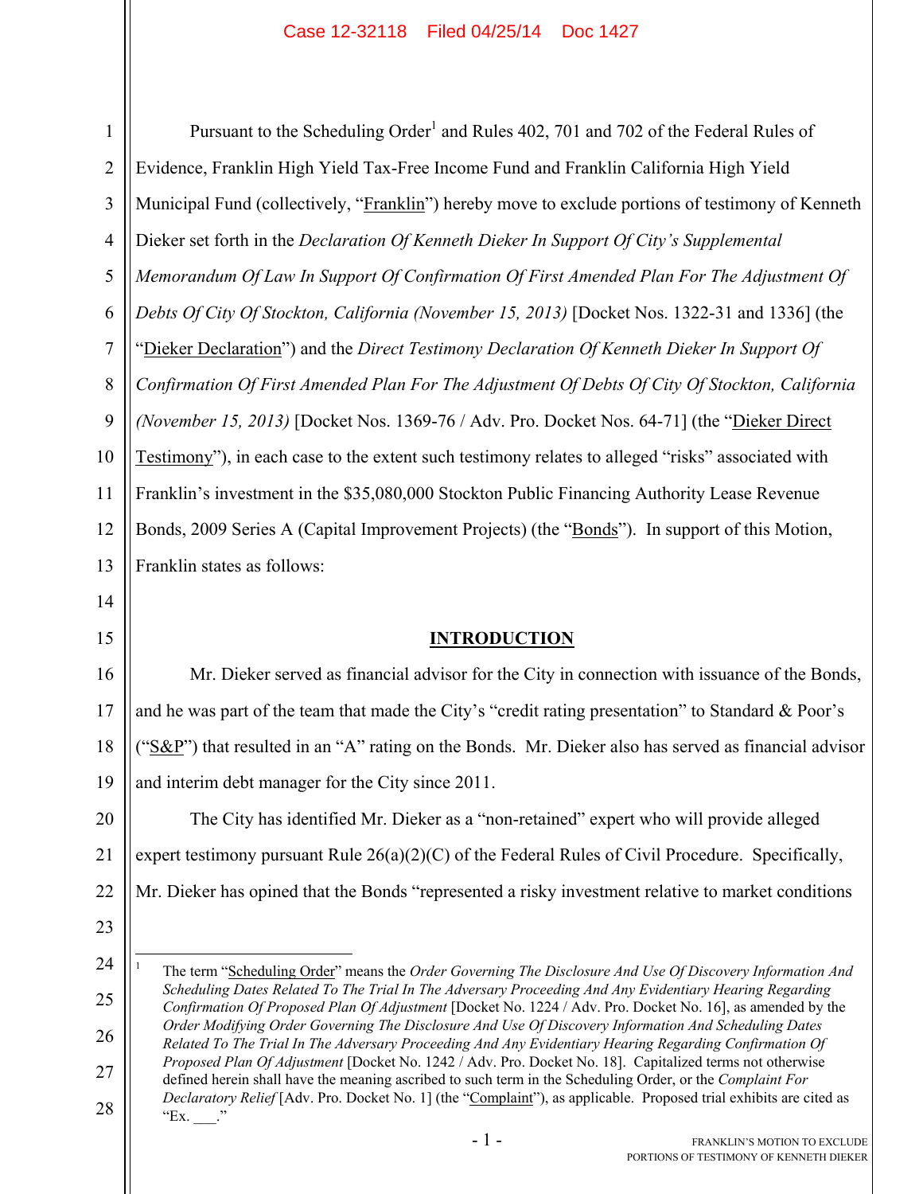Pursuant to the Scheduling Order[1] and Rules 402, 701 and 702 of the Federal Rules of Evidence, Franklin High Yield Tax-Free Income Fund and Franklin California High Yield Municipal Fund (collectively, "Franklin") hereby move to exclude portions of testimony of Kenneth Dieker set forth in the *Declaration Of Kenneth Dieker In Support Of City's Supplemental Memorandum Of Law In Support Of Confirmation Of First Amended Plan For The Adjustment Of Debts Of City Of Stockton, California (November 15, 2013)* [Docket Nos. 1322-31 and 1336] (the "Dieker Declaration") and the *Direct Testimony Declaration Of Kenneth Dieker In Support Of Confirmation Of First Amended Plan For The Adjustment Of Debts Of City Of Stockton, California (November 15, 2013)* [Docket Nos. 1369-76 / Adv. Pro. Docket Nos. 64-71] (the "Dieker Direct Testimony"), in each case to the extent such testimony relates to alleged "risks" associated with Franklin's investment in the $35,080,000 Stockton Public Financing Authority Lease Revenue Bonds, 2009 Series A (Capital Improvement Projects) (the "Bonds"). In support of this Motion, Franklin states as follows:

## INTRODUCTION

Mr. Dieker served as financial advisor for the City in connection with issuance of the Bonds, and he was part of the team that made the City's "credit rating presentation" to Standard & Poor's ("S&P") that resulted in an "A" rating on the Bonds. Mr. Dieker also has served as financial advisor and interim debt manager for the City since 2011.

The City has identified Mr. Dieker as a "non-retained" expert who will provide alleged expert testimony pursuant Rule 26(a)(2)(C) of the Federal Rules of Civil Procedure. Specifically, Mr. Dieker has opined that the Bonds "represented a risky investment relative to market conditions

[1] The term "Scheduling Order" means the *Order Governing The Disclosure And Use Of Discovery Information And Scheduling Dates Related To The Trial In The Adversary Proceeding And Any Evidentiary Hearing Regarding Confirmation Of Proposed Plan Of Adjustment* [Docket No. 1224 / Adv. Pro. Docket No. 16], as amended by the *Order Modifying Order Governing The Disclosure And Use Of Discovery Information And Scheduling Dates Related To The Trial In The Adversary Proceeding And Any Evidentiary Hearing Regarding Confirmation Of Proposed Plan Of Adjustment* [Docket No. 1242 / Adv. Pro. Docket No. 18]. Capitalized terms not otherwise defined herein shall have the meaning ascribed to such term in the Scheduling Order, or the *Complaint For Declaratory Relief* [Adv. Pro. Docket No. 1] (the "Complaint"), as applicable. Proposed trial exhibits are cited as "Ex. ___."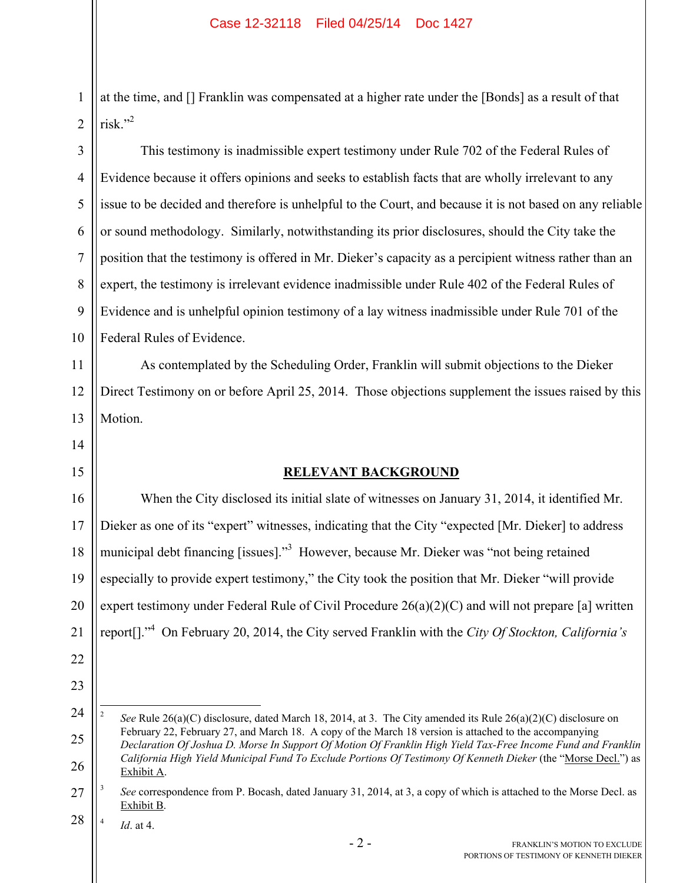at the time, and [] Franklin was compensated at a higher rate under the [Bonds] as a result of that risk."[2]

This testimony is inadmissible expert testimony under Rule 702 of the Federal Rules of Evidence because it offers opinions and seeks to establish facts that are wholly irrelevant to any issue to be decided and therefore is unhelpful to the Court, and because it is not based on any reliable or sound methodology. Similarly, notwithstanding its prior disclosures, should the City take the position that the testimony is offered in Mr. Dieker's capacity as a percipient witness rather than an expert, the testimony is irrelevant evidence inadmissible under Rule 402 of the Federal Rules of Evidence and is unhelpful opinion testimony of a lay witness inadmissible under Rule 701 of the Federal Rules of Evidence.

As contemplated by the Scheduling Order, Franklin will submit objections to the Dieker Direct Testimony on or before April 25, 2014. Those objections supplement the issues raised by this Motion.

## RELEVANT BACKGROUND

When the City disclosed its initial slate of witnesses on January 31, 2014, it identified Mr. Dieker as one of its "expert" witnesses, indicating that the City "expected [Mr. Dieker] to address municipal debt financing [issues]."[3] However, because Mr. Dieker was "not being retained especially to provide expert testimony," the City took the position that Mr. Dieker "will provide expert testimony under Federal Rule of Civil Procedure 26(a)(2)(C) and will not prepare [a] written report[]."[4] On February 20, 2014, the City served Franklin with the *City Of Stockton, California's*

---

[2] *See* Rule 26(a)(C) disclosure, dated March 18, 2014, at 3. The City amended its Rule 26(a)(2)(C) disclosure on February 22, February 27, and March 18. A copy of the March 18 version is attached to the accompanying *Declaration Of Joshua D. Morse In Support Of Motion Of Franklin High Yield Tax-Free Income Fund and Franklin California High Yield Municipal Fund To Exclude Portions Of Testimony Of Kenneth Dieker* (the "Morse Decl.") as Exhibit A.

[3] *See* correspondence from P. Bocash, dated January 31, 2014, at 3, a copy of which is attached to the Morse Decl. as Exhibit B.

[4] *Id*. at 4.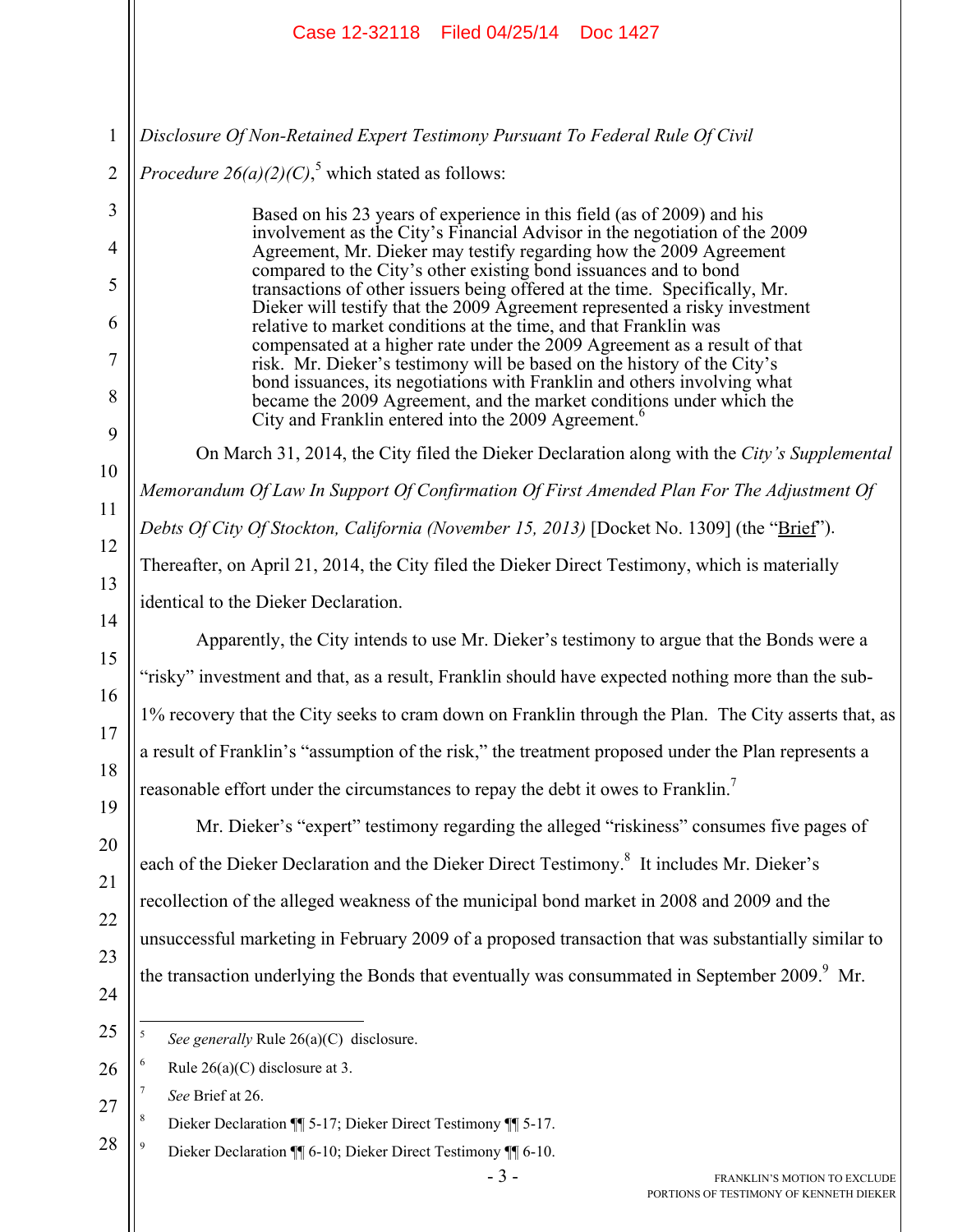*Disclosure Of Non-Retained Expert Testimony Pursuant To Federal Rule Of Civil Procedure 26(a)(2)(C)*,[5] which stated as follows:

> Based on his 23 years of experience in this field (as of 2009) and his involvement as the City's Financial Advisor in the negotiation of the 2009 Agreement, Mr. Dieker may testify regarding how the 2009 Agreement compared to the City's other existing bond issuances and to bond transactions of other issuers being offered at the time. Specifically, Mr. Dieker will testify that the 2009 Agreement represented a risky investment relative to market conditions at the time, and that Franklin was compensated at a higher rate under the 2009 Agreement as a result of that risk. Mr. Dieker's testimony will be based on the history of the City's bond issuances, its negotiations with Franklin and others involving what became the 2009 Agreement, and the market conditions under which the City and Franklin entered into the 2009 Agreement.[6]

On March 31, 2014, the City filed the Dieker Declaration along with the *City's Supplemental Memorandum Of Law In Support Of Confirmation Of First Amended Plan For The Adjustment Of Debts Of City Of Stockton, California (November 15, 2013)* [Docket No. 1309] (the "Brief"). Thereafter, on April 21, 2014, the City filed the Dieker Direct Testimony, which is materially identical to the Dieker Declaration.

Apparently, the City intends to use Mr. Dieker's testimony to argue that the Bonds were a "risky" investment and that, as a result, Franklin should have expected nothing more than the sub-1% recovery that the City seeks to cram down on Franklin through the Plan. The City asserts that, as a result of Franklin's "assumption of the risk," the treatment proposed under the Plan represents a reasonable effort under the circumstances to repay the debt it owes to Franklin.[7]

Mr. Dieker's "expert" testimony regarding the alleged "riskiness" consumes five pages of each of the Dieker Declaration and the Dieker Direct Testimony.[8] It includes Mr. Dieker's recollection of the alleged weakness of the municipal bond market in 2008 and 2009 and the unsuccessful marketing in February 2009 of a proposed transaction that was substantially similar to the transaction underlying the Bonds that eventually was consummated in September 2009.[9] Mr.

---

[5] *See generally* Rule 26(a)(C) disclosure.

[6] Rule 26(a)(C) disclosure at 3.

[7] *See* Brief at 26.

[8] Dieker Declaration ¶¶ 5-17; Dieker Direct Testimony ¶¶ 5-17.

[9] Dieker Declaration ¶¶ 6-10; Dieker Direct Testimony ¶¶ 6-10.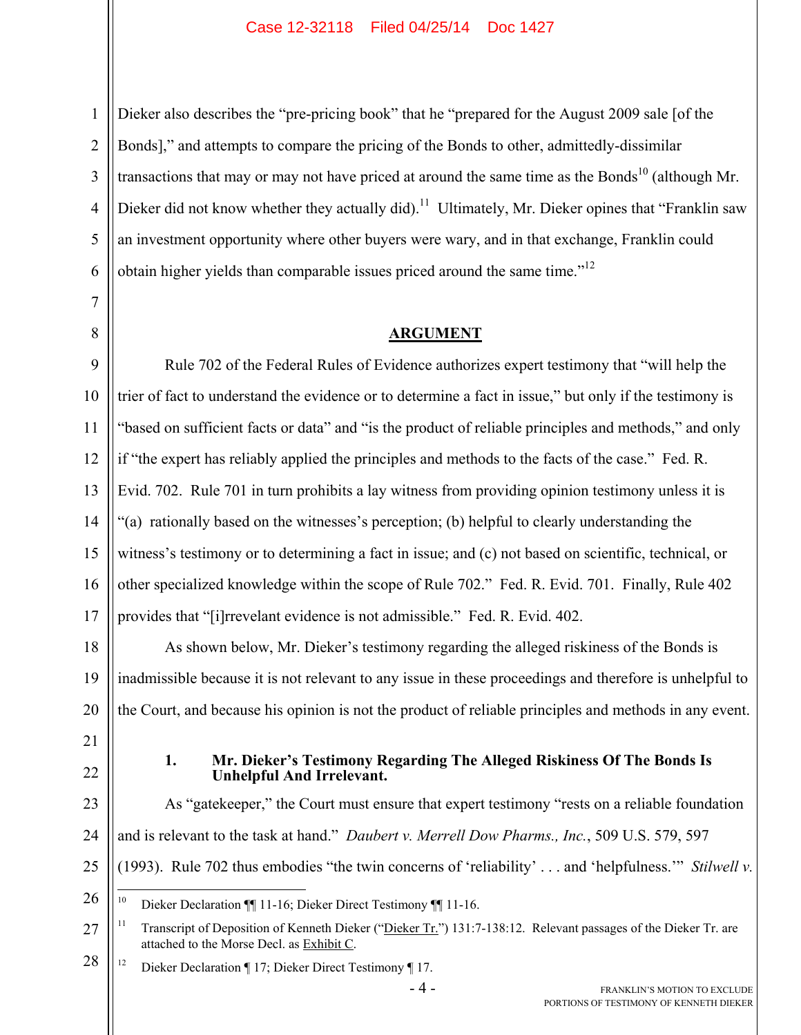Dieker also describes the "pre-pricing book" that he "prepared for the August 2009 sale [of the Bonds]," and attempts to compare the pricing of the Bonds to other, admittedly-dissimilar transactions that may or may not have priced at around the same time as the Bonds[10] (although Mr. Dieker did not know whether they actually did).[11] Ultimately, Mr. Dieker opines that "Franklin saw an investment opportunity where other buyers were wary, and in that exchange, Franklin could obtain higher yields than comparable issues priced around the same time."[12]

## ARGUMENT

Rule 702 of the Federal Rules of Evidence authorizes expert testimony that "will help the trier of fact to understand the evidence or to determine a fact in issue," but only if the testimony is "based on sufficient facts or data" and "is the product of reliable principles and methods," and only if "the expert has reliably applied the principles and methods to the facts of the case." Fed. R. Evid. 702. Rule 701 in turn prohibits a lay witness from providing opinion testimony unless it is "(a) rationally based on the witnesses's perception; (b) helpful to clearly understanding the witness's testimony or to determining a fact in issue; and (c) not based on scientific, technical, or other specialized knowledge within the scope of Rule 702." Fed. R. Evid. 701. Finally, Rule 402 provides that "[i]rrevelant evidence is not admissible." Fed. R. Evid. 402.

As shown below, Mr. Dieker's testimony regarding the alleged riskiness of the Bonds is inadmissible because it is not relevant to any issue in these proceedings and therefore is unhelpful to the Court, and because his opinion is not the product of reliable principles and methods in any event.

### 1. Mr. Dieker's Testimony Regarding The Alleged Riskiness Of The Bonds Is Unhelpful And Irrelevant.

As "gatekeeper," the Court must ensure that expert testimony "rests on a reliable foundation and is relevant to the task at hand." *Daubert v. Merrell Dow Pharms., Inc.*, 509 U.S. 579, 597 (1993). Rule 702 thus embodies "the twin concerns of 'reliability' . . . and 'helpfulness.'" *Stilwell v.*

---

[10] Dieker Declaration ¶¶ 11-16; Dieker Direct Testimony ¶¶ 11-16.

[11] Transcript of Deposition of Kenneth Dieker ("Dieker Tr.") 131:7-138:12. Relevant passages of the Dieker Tr. are attached to the Morse Decl. as Exhibit C.

[12] Dieker Declaration ¶ 17; Dieker Direct Testimony ¶ 17.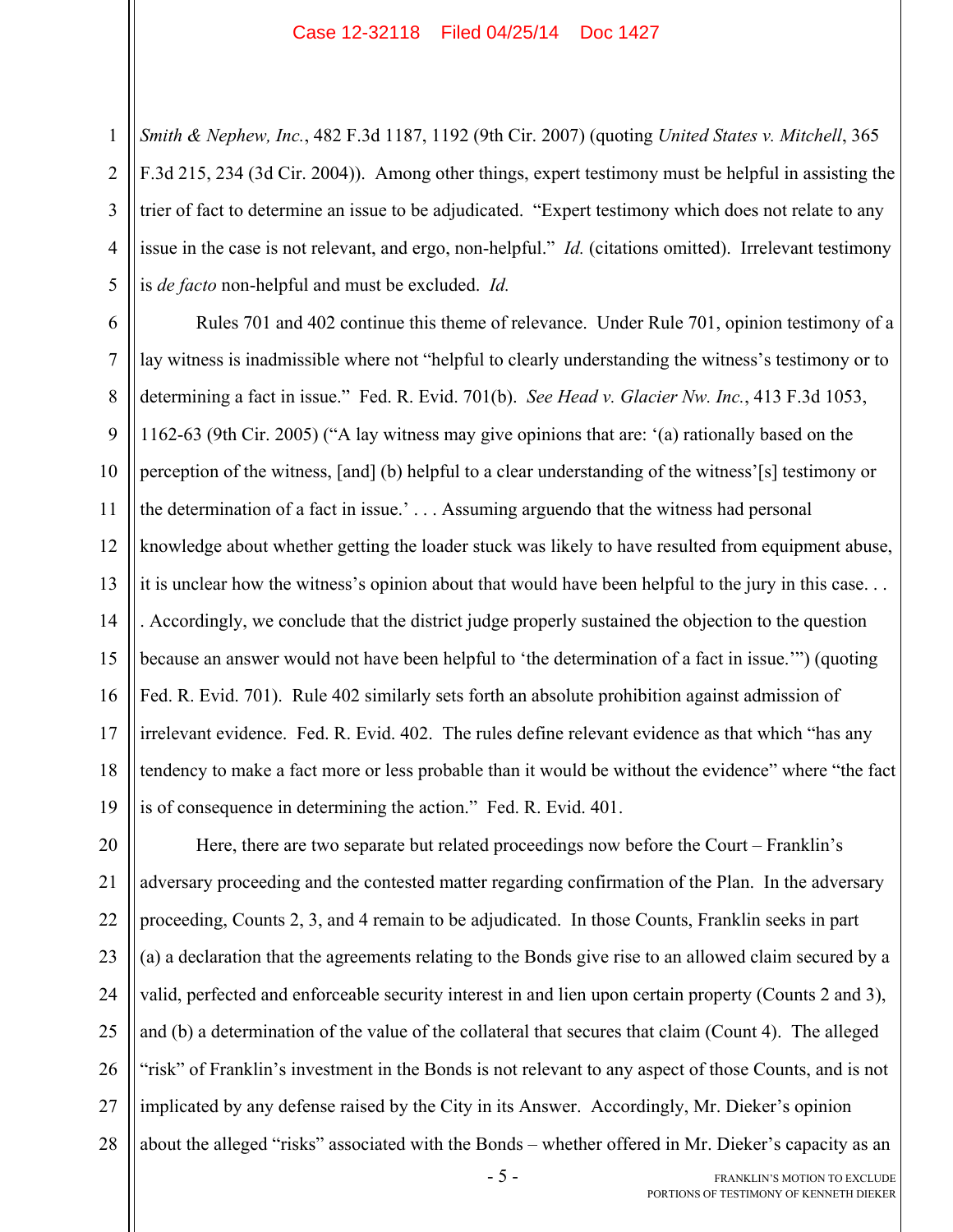*Smith & Nephew, Inc.*, 482 F.3d 1187, 1192 (9th Cir. 2007) (quoting *United States v. Mitchell*, 365 F.3d 215, 234 (3d Cir. 2004)). Among other things, expert testimony must be helpful in assisting the trier of fact to determine an issue to be adjudicated. "Expert testimony which does not relate to any issue in the case is not relevant, and ergo, non-helpful." *Id.* (citations omitted). Irrelevant testimony is *de facto* non-helpful and must be excluded. *Id.*

Rules 701 and 402 continue this theme of relevance. Under Rule 701, opinion testimony of a lay witness is inadmissible where not "helpful to clearly understanding the witness's testimony or to determining a fact in issue." Fed. R. Evid. 701(b). *See Head v. Glacier Nw. Inc.*, 413 F.3d 1053, 1162-63 (9th Cir. 2005) ("A lay witness may give opinions that are: '(a) rationally based on the perception of the witness, [and] (b) helpful to a clear understanding of the witness'[s] testimony or the determination of a fact in issue.' . . . Assuming arguendo that the witness had personal knowledge about whether getting the loader stuck was likely to have resulted from equipment abuse, it is unclear how the witness's opinion about that would have been helpful to the jury in this case. . . . Accordingly, we conclude that the district judge properly sustained the objection to the question because an answer would not have been helpful to 'the determination of a fact in issue.'") (quoting Fed. R. Evid. 701). Rule 402 similarly sets forth an absolute prohibition against admission of irrelevant evidence. Fed. R. Evid. 402. The rules define relevant evidence as that which "has any tendency to make a fact more or less probable than it would be without the evidence" where "the fact is of consequence in determining the action." Fed. R. Evid. 401.

Here, there are two separate but related proceedings now before the Court – Franklin's adversary proceeding and the contested matter regarding confirmation of the Plan. In the adversary proceeding, Counts 2, 3, and 4 remain to be adjudicated. In those Counts, Franklin seeks in part (a) a declaration that the agreements relating to the Bonds give rise to an allowed claim secured by a valid, perfected and enforceable security interest in and lien upon certain property (Counts 2 and 3), and (b) a determination of the value of the collateral that secures that claim (Count 4). The alleged "risk" of Franklin's investment in the Bonds is not relevant to any aspect of those Counts, and is not implicated by any defense raised by the City in its Answer. Accordingly, Mr. Dieker's opinion about the alleged "risks" associated with the Bonds – whether offered in Mr. Dieker's capacity as an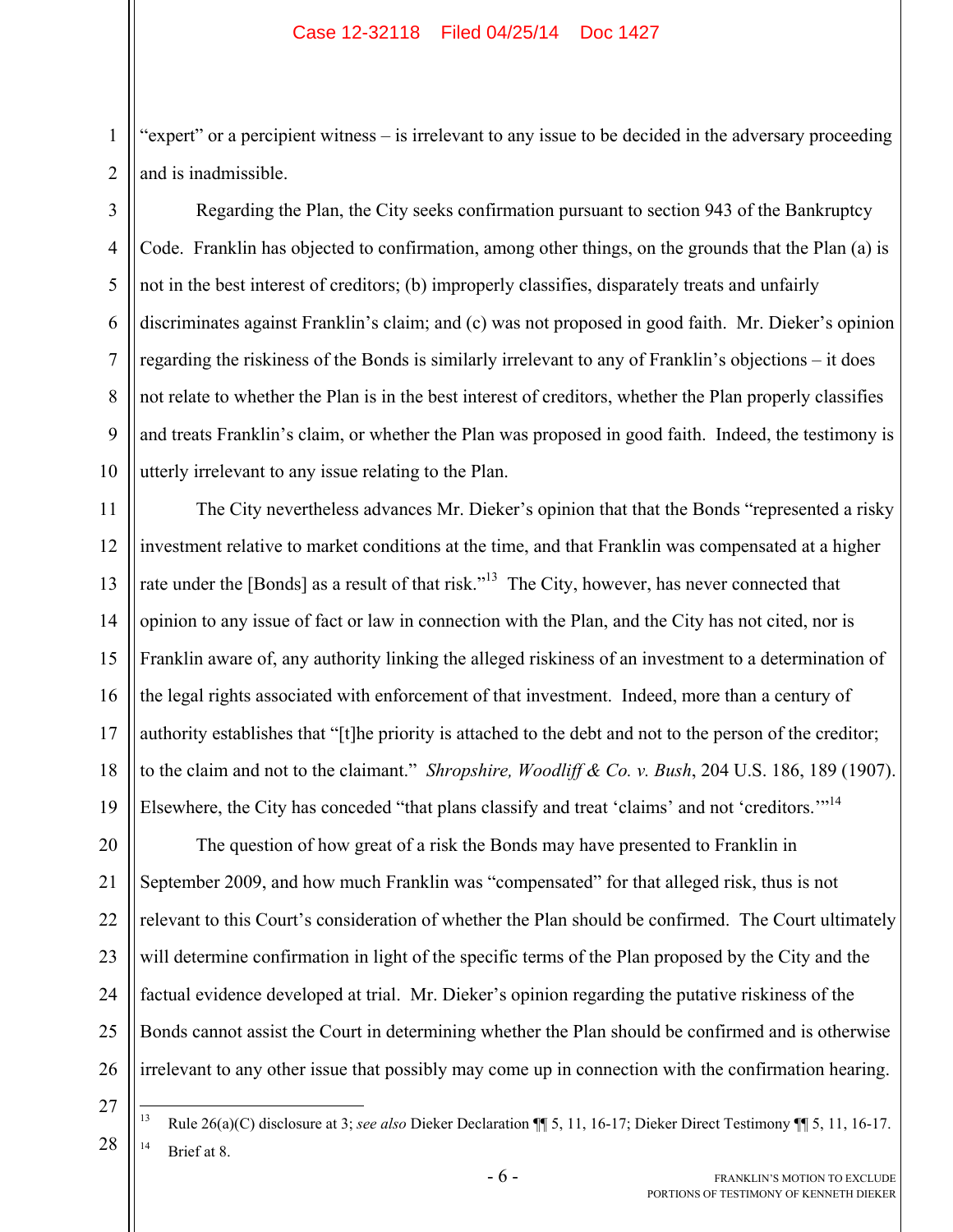"expert" or a percipient witness – is irrelevant to any issue to be decided in the adversary proceeding and is inadmissible.

Regarding the Plan, the City seeks confirmation pursuant to section 943 of the Bankruptcy Code. Franklin has objected to confirmation, among other things, on the grounds that the Plan (a) is not in the best interest of creditors; (b) improperly classifies, disparately treats and unfairly discriminates against Franklin's claim; and (c) was not proposed in good faith. Mr. Dieker's opinion regarding the riskiness of the Bonds is similarly irrelevant to any of Franklin's objections – it does not relate to whether the Plan is in the best interest of creditors, whether the Plan properly classifies and treats Franklin's claim, or whether the Plan was proposed in good faith. Indeed, the testimony is utterly irrelevant to any issue relating to the Plan.

The City nevertheless advances Mr. Dieker's opinion that that the Bonds "represented a risky investment relative to market conditions at the time, and that Franklin was compensated at a higher rate under the [Bonds] as a result of that risk."[13] The City, however, has never connected that opinion to any issue of fact or law in connection with the Plan, and the City has not cited, nor is Franklin aware of, any authority linking the alleged riskiness of an investment to a determination of the legal rights associated with enforcement of that investment. Indeed, more than a century of authority establishes that "[t]he priority is attached to the debt and not to the person of the creditor; to the claim and not to the claimant." *Shropshire, Woodliff & Co. v. Bush*, 204 U.S. 186, 189 (1907). Elsewhere, the City has conceded "that plans classify and treat 'claims' and not 'creditors.'"[14]

The question of how great of a risk the Bonds may have presented to Franklin in September 2009, and how much Franklin was "compensated" for that alleged risk, thus is not relevant to this Court's consideration of whether the Plan should be confirmed. The Court ultimately will determine confirmation in light of the specific terms of the Plan proposed by the City and the factual evidence developed at trial. Mr. Dieker's opinion regarding the putative riskiness of the Bonds cannot assist the Court in determining whether the Plan should be confirmed and is otherwise irrelevant to any other issue that possibly may come up in connection with the confirmation hearing.

---

[13] Rule 26(a)(C) disclosure at 3; *see also* Dieker Declaration ¶¶ 5, 11, 16-17; Dieker Direct Testimony ¶¶ 5, 11, 16-17.

[14] Brief at 8.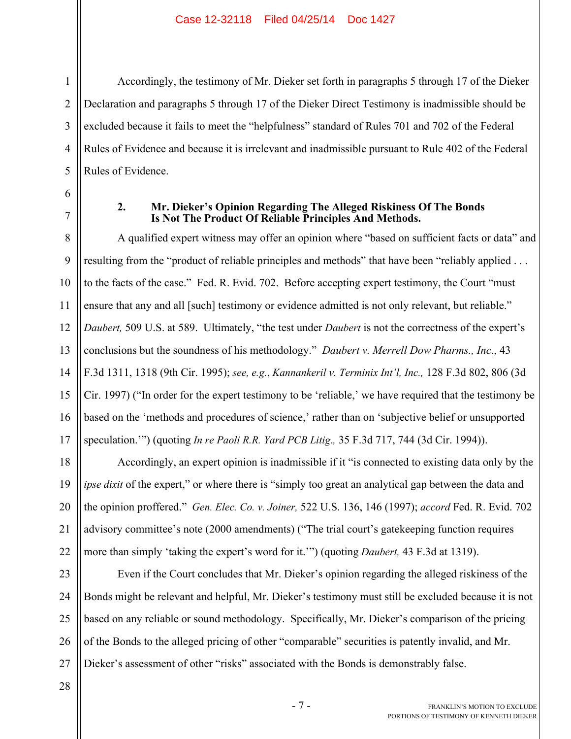Accordingly, the testimony of Mr. Dieker set forth in paragraphs 5 through 17 of the Dieker Declaration and paragraphs 5 through 17 of the Dieker Direct Testimony is inadmissible should be excluded because it fails to meet the "helpfulness" standard of Rules 701 and 702 of the Federal Rules of Evidence and because it is irrelevant and inadmissible pursuant to Rule 402 of the Federal Rules of Evidence.

**2. Mr. Dieker's Opinion Regarding The Alleged Riskiness Of The Bonds Is Not The Product Of Reliable Principles And Methods.**

A qualified expert witness may offer an opinion where "based on sufficient facts or data" and resulting from the "product of reliable principles and methods" that have been "reliably applied . . . to the facts of the case." Fed. R. Evid. 702. Before accepting expert testimony, the Court "must ensure that any and all [such] testimony or evidence admitted is not only relevant, but reliable." *Daubert,* 509 U.S. at 589. Ultimately, "the test under *Daubert* is not the correctness of the expert's conclusions but the soundness of his methodology." *Daubert v. Merrell Dow Pharms., Inc*., 43 F.3d 1311, 1318 (9th Cir. 1995); *see, e.g.*, *Kannankeril v. Terminix Int'l, Inc.,* 128 F.3d 802, 806 (3d Cir. 1997) ("In order for the expert testimony to be 'reliable,' we have required that the testimony be based on the 'methods and procedures of science,' rather than on 'subjective belief or unsupported speculation.'") (quoting *In re Paoli R.R. Yard PCB Litig.,* 35 F.3d 717, 744 (3d Cir. 1994)).

Accordingly, an expert opinion is inadmissible if it "is connected to existing data only by the *ipse dixit* of the expert," or where there is "simply too great an analytical gap between the data and the opinion proffered." *Gen. Elec. Co. v. Joiner,* 522 U.S. 136, 146 (1997); *accord* Fed. R. Evid. 702 advisory committee's note (2000 amendments) ("The trial court's gatekeeping function requires more than simply 'taking the expert's word for it.'") (quoting *Daubert,* 43 F.3d at 1319).

Even if the Court concludes that Mr. Dieker's opinion regarding the alleged riskiness of the Bonds might be relevant and helpful, Mr. Dieker's testimony must still be excluded because it is not based on any reliable or sound methodology. Specifically, Mr. Dieker's comparison of the pricing of the Bonds to the alleged pricing of other "comparable" securities is patently invalid, and Mr. Dieker's assessment of other "risks" associated with the Bonds is demonstrably false.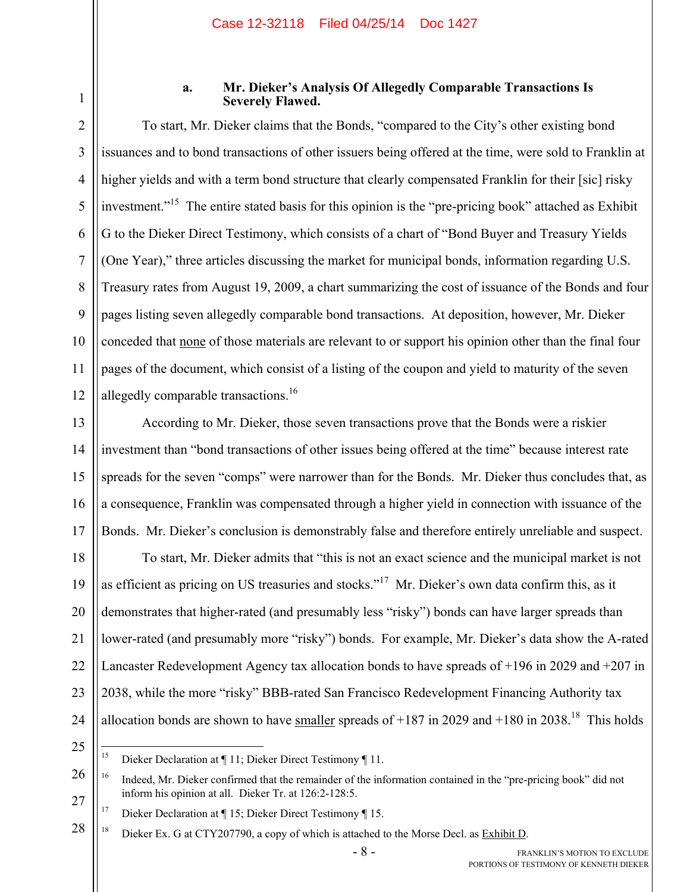### a. Mr. Dieker's Analysis Of Allegedly Comparable Transactions Is Severely Flawed.

To start, Mr. Dieker claims that the Bonds, "compared to the City's other existing bond issuances and to bond transactions of other issuers being offered at the time, were sold to Franklin at higher yields and with a term bond structure that clearly compensated Franklin for their [sic] risky investment."[15] The entire stated basis for this opinion is the "pre-pricing book" attached as Exhibit G to the Dieker Direct Testimony, which consists of a chart of "Bond Buyer and Treasury Yields (One Year)," three articles discussing the market for municipal bonds, information regarding U.S. Treasury rates from August 19, 2009, a chart summarizing the cost of issuance of the Bonds and four pages listing seven allegedly comparable bond transactions. At deposition, however, Mr. Dieker conceded that none of those materials are relevant to or support his opinion other than the final four pages of the document, which consist of a listing of the coupon and yield to maturity of the seven allegedly comparable transactions.[16]

According to Mr. Dieker, those seven transactions prove that the Bonds were a riskier investment than "bond transactions of other issues being offered at the time" because interest rate spreads for the seven "comps" were narrower than for the Bonds. Mr. Dieker thus concludes that, as a consequence, Franklin was compensated through a higher yield in connection with issuance of the Bonds. Mr. Dieker's conclusion is demonstrably false and therefore entirely unreliable and suspect.

To start, Mr. Dieker admits that "this is not an exact science and the municipal market is not as efficient as pricing on US treasuries and stocks."[17] Mr. Dieker's own data confirm this, as it demonstrates that higher-rated (and presumably less "risky") bonds can have larger spreads than lower-rated (and presumably more "risky") bonds. For example, Mr. Dieker's data show the A-rated Lancaster Redevelopment Agency tax allocation bonds to have spreads of +196 in 2029 and +207 in 2038, while the more "risky" BBB-rated San Francisco Redevelopment Financing Authority tax allocation bonds are shown to have smaller spreads of +187 in 2029 and +180 in 2038.[18] This holds

---

[15] Dieker Declaration at ¶ 11; Dieker Direct Testimony ¶ 11.

[16] Indeed, Mr. Dieker confirmed that the remainder of the information contained in the "pre-pricing book" did not inform his opinion at all. Dieker Tr. at 126:2-128:5.

[17] Dieker Declaration at ¶ 15; Dieker Direct Testimony ¶ 15.

[18] Dieker Ex. G at CTY207790, a copy of which is attached to the Morse Decl. as Exhibit D.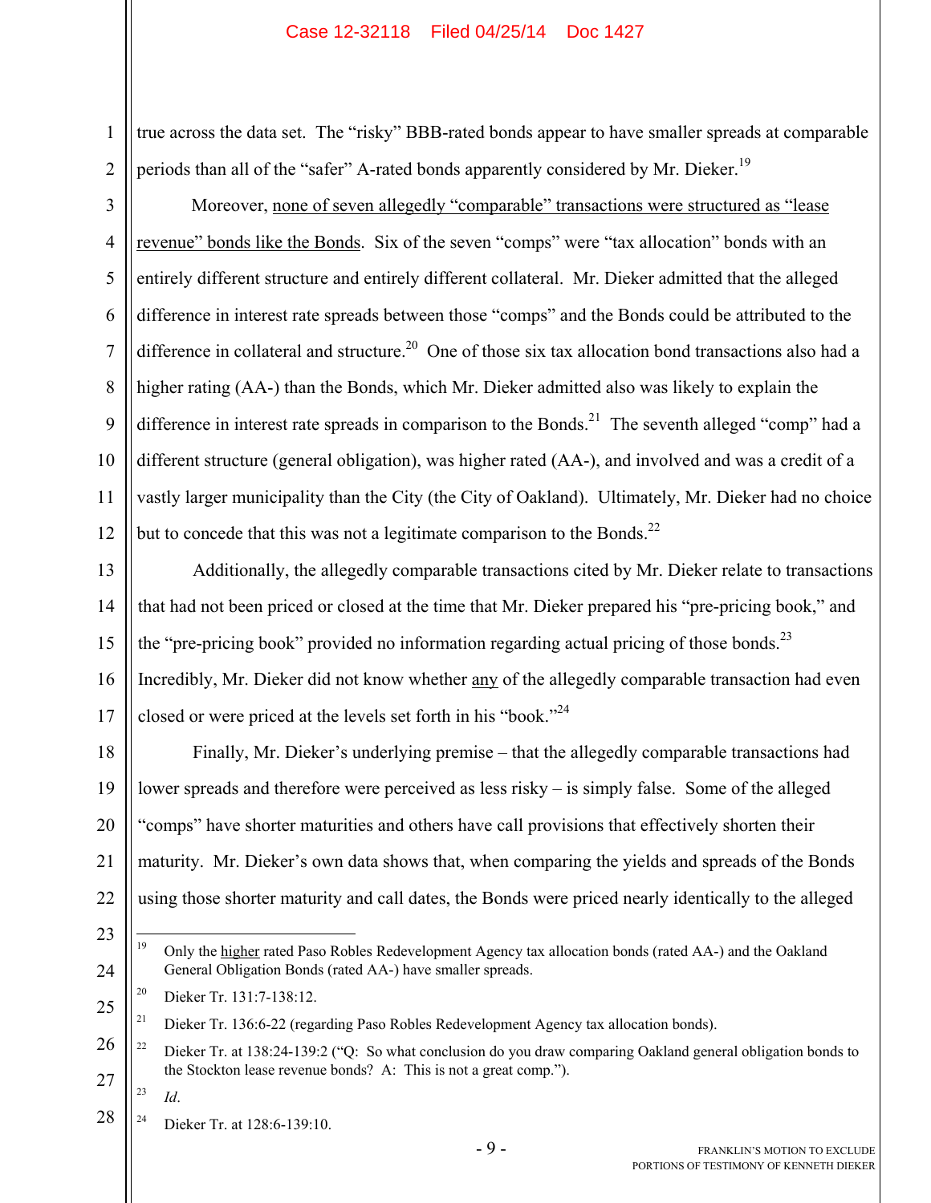true across the data set. The "risky" BBB-rated bonds appear to have smaller spreads at comparable periods than all of the "safer" A-rated bonds apparently considered by Mr. Dieker.[19]

Moreover, <u>none of seven allegedly "comparable" transactions were structured as "lease revenue" bonds like the Bonds</u>. Six of the seven "comps" were "tax allocation" bonds with an entirely different structure and entirely different collateral. Mr. Dieker admitted that the alleged difference in interest rate spreads between those "comps" and the Bonds could be attributed to the difference in collateral and structure.[20] One of those six tax allocation bond transactions also had a higher rating (AA-) than the Bonds, which Mr. Dieker admitted also was likely to explain the difference in interest rate spreads in comparison to the Bonds.[21] The seventh alleged "comp" had a different structure (general obligation), was higher rated (AA-), and involved and was a credit of a vastly larger municipality than the City (the City of Oakland). Ultimately, Mr. Dieker had no choice but to concede that this was not a legitimate comparison to the Bonds.[22]

Additionally, the allegedly comparable transactions cited by Mr. Dieker relate to transactions that had not been priced or closed at the time that Mr. Dieker prepared his "pre-pricing book," and the "pre-pricing book" provided no information regarding actual pricing of those bonds.[23] Incredibly, Mr. Dieker did not know whether <u>any</u> of the allegedly comparable transaction had even closed or were priced at the levels set forth in his "book."[24]

Finally, Mr. Dieker's underlying premise – that the allegedly comparable transactions had lower spreads and therefore were perceived as less risky – is simply false. Some of the alleged "comps" have shorter maturities and others have call provisions that effectively shorten their maturity. Mr. Dieker's own data shows that, when comparing the yields and spreads of the Bonds using those shorter maturity and call dates, the Bonds were priced nearly identically to the alleged

---

[19] Only the <u>higher</u> rated Paso Robles Redevelopment Agency tax allocation bonds (rated AA-) and the Oakland General Obligation Bonds (rated AA-) have smaller spreads.

[20] Dieker Tr. 131:7-138:12.

[21] Dieker Tr. 136:6-22 (regarding Paso Robles Redevelopment Agency tax allocation bonds).

[22] Dieker Tr. at 138:24-139:2 ("Q: So what conclusion do you draw comparing Oakland general obligation bonds to the Stockton lease revenue bonds? A: This is not a great comp.").

[23] *Id*.

[24] Dieker Tr. at 128:6-139:10.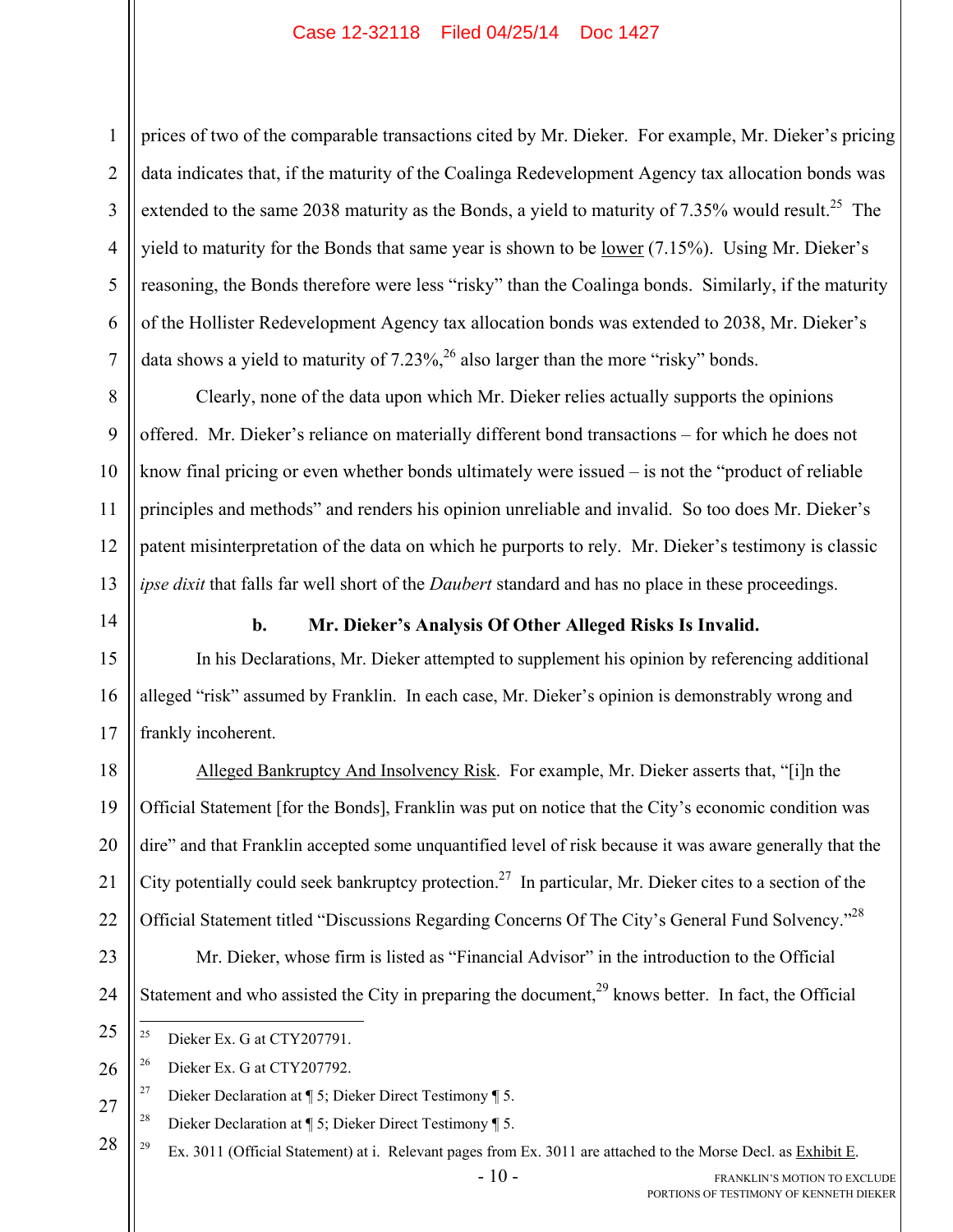prices of two of the comparable transactions cited by Mr. Dieker. For example, Mr. Dieker's pricing data indicates that, if the maturity of the Coalinga Redevelopment Agency tax allocation bonds was extended to the same 2038 maturity as the Bonds, a yield to maturity of 7.35% would result.[25] The yield to maturity for the Bonds that same year is shown to be lower (7.15%). Using Mr. Dieker's reasoning, the Bonds therefore were less "risky" than the Coalinga bonds. Similarly, if the maturity of the Hollister Redevelopment Agency tax allocation bonds was extended to 2038, Mr. Dieker's data shows a yield to maturity of 7.23%,[26] also larger than the more "risky" bonds.

Clearly, none of the data upon which Mr. Dieker relies actually supports the opinions offered. Mr. Dieker's reliance on materially different bond transactions – for which he does not know final pricing or even whether bonds ultimately were issued – is not the "product of reliable principles and methods" and renders his opinion unreliable and invalid. So too does Mr. Dieker's patent misinterpretation of the data on which he purports to rely. Mr. Dieker's testimony is classic *ipse dixit* that falls far well short of the *Daubert* standard and has no place in these proceedings.

**b. Mr. Dieker's Analysis Of Other Alleged Risks Is Invalid.**

In his Declarations, Mr. Dieker attempted to supplement his opinion by referencing additional alleged "risk" assumed by Franklin. In each case, Mr. Dieker's opinion is demonstrably wrong and frankly incoherent.

Alleged Bankruptcy And Insolvency Risk. For example, Mr. Dieker asserts that, "[i]n the Official Statement [for the Bonds], Franklin was put on notice that the City's economic condition was dire" and that Franklin accepted some unquantified level of risk because it was aware generally that the City potentially could seek bankruptcy protection.[27] In particular, Mr. Dieker cites to a section of the Official Statement titled "Discussions Regarding Concerns Of The City's General Fund Solvency."[28]

Mr. Dieker, whose firm is listed as "Financial Advisor" in the introduction to the Official Statement and who assisted the City in preparing the document,[29] knows better. In fact, the Official

---

[25] Dieker Ex. G at CTY207791.

[26] Dieker Ex. G at CTY207792.

[27] Dieker Declaration at ¶ 5; Dieker Direct Testimony ¶ 5.

[28] Dieker Declaration at ¶ 5; Dieker Direct Testimony ¶ 5.

[29] Ex. 3011 (Official Statement) at i. Relevant pages from Ex. 3011 are attached to the Morse Decl. as Exhibit E.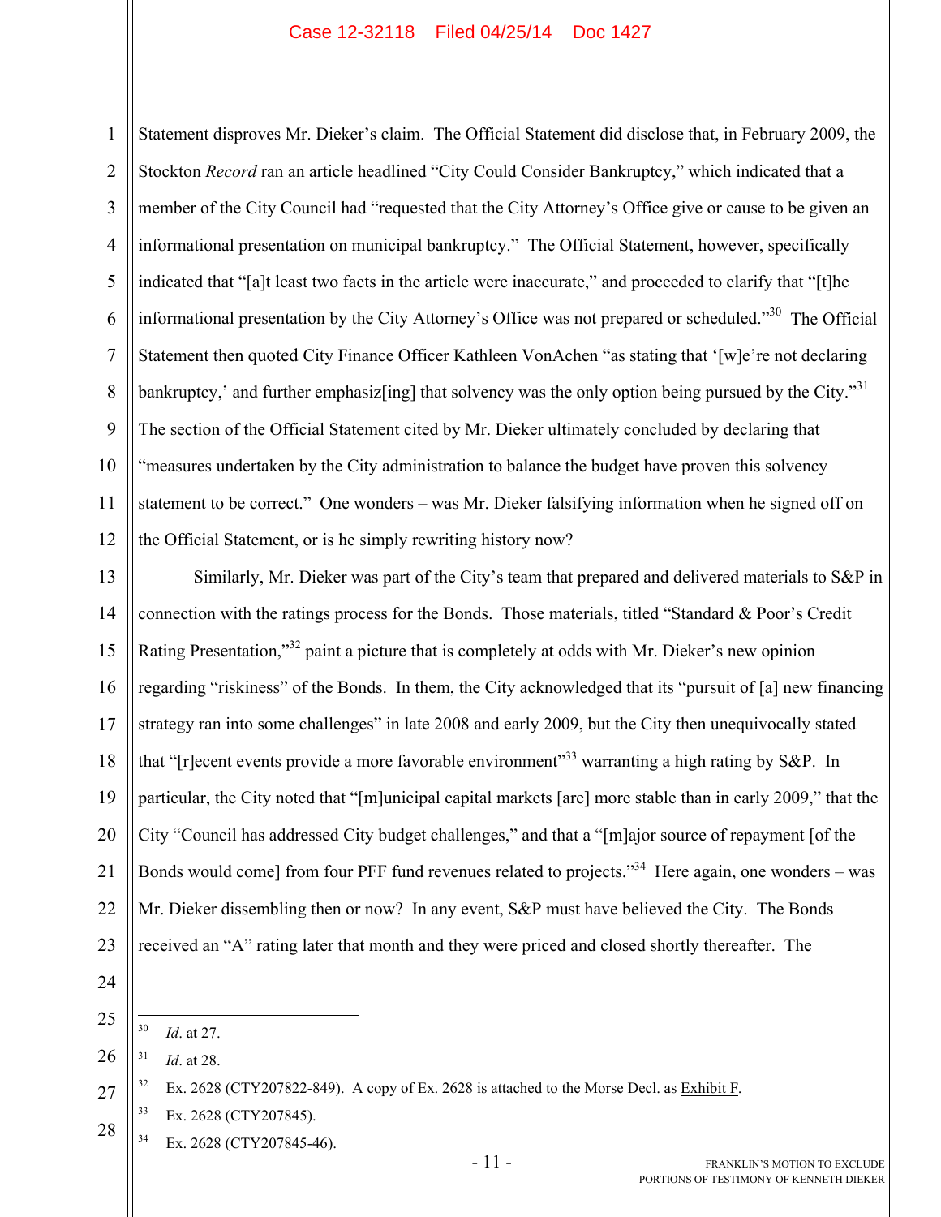Statement disproves Mr. Dieker's claim. The Official Statement did disclose that, in February 2009, the Stockton *Record* ran an article headlined "City Could Consider Bankruptcy," which indicated that a member of the City Council had "requested that the City Attorney's Office give or cause to be given an informational presentation on municipal bankruptcy." The Official Statement, however, specifically indicated that "[a]t least two facts in the article were inaccurate," and proceeded to clarify that "[t]he informational presentation by the City Attorney's Office was not prepared or scheduled."[30] The Official Statement then quoted City Finance Officer Kathleen VonAchen "as stating that '[w]e're not declaring bankruptcy,' and further emphasiz[ing] that solvency was the only option being pursued by the City."[31] The section of the Official Statement cited by Mr. Dieker ultimately concluded by declaring that "measures undertaken by the City administration to balance the budget have proven this solvency statement to be correct." One wonders – was Mr. Dieker falsifying information when he signed off on the Official Statement, or is he simply rewriting history now?

Similarly, Mr. Dieker was part of the City's team that prepared and delivered materials to S&P in connection with the ratings process for the Bonds. Those materials, titled "Standard & Poor's Credit Rating Presentation,"[32] paint a picture that is completely at odds with Mr. Dieker's new opinion regarding "riskiness" of the Bonds. In them, the City acknowledged that its "pursuit of [a] new financing strategy ran into some challenges" in late 2008 and early 2009, but the City then unequivocally stated that "[r]ecent events provide a more favorable environment"[33] warranting a high rating by S&P. In particular, the City noted that "[m]unicipal capital markets [are] more stable than in early 2009," that the City "Council has addressed City budget challenges," and that a "[m]ajor source of repayment [of the Bonds would come] from four PFF fund revenues related to projects."[34] Here again, one wonders – was Mr. Dieker dissembling then or now? In any event, S&P must have believed the City. The Bonds received an "A" rating later that month and they were priced and closed shortly thereafter. The

---

[30] *Id*. at 27.

[31] *Id*. at 28.

[32] Ex. 2628 (CTY207822-849). A copy of Ex. 2628 is attached to the Morse Decl. as Exhibit F.

[33] Ex. 2628 (CTY207845).

[34] Ex. 2628 (CTY207845-46).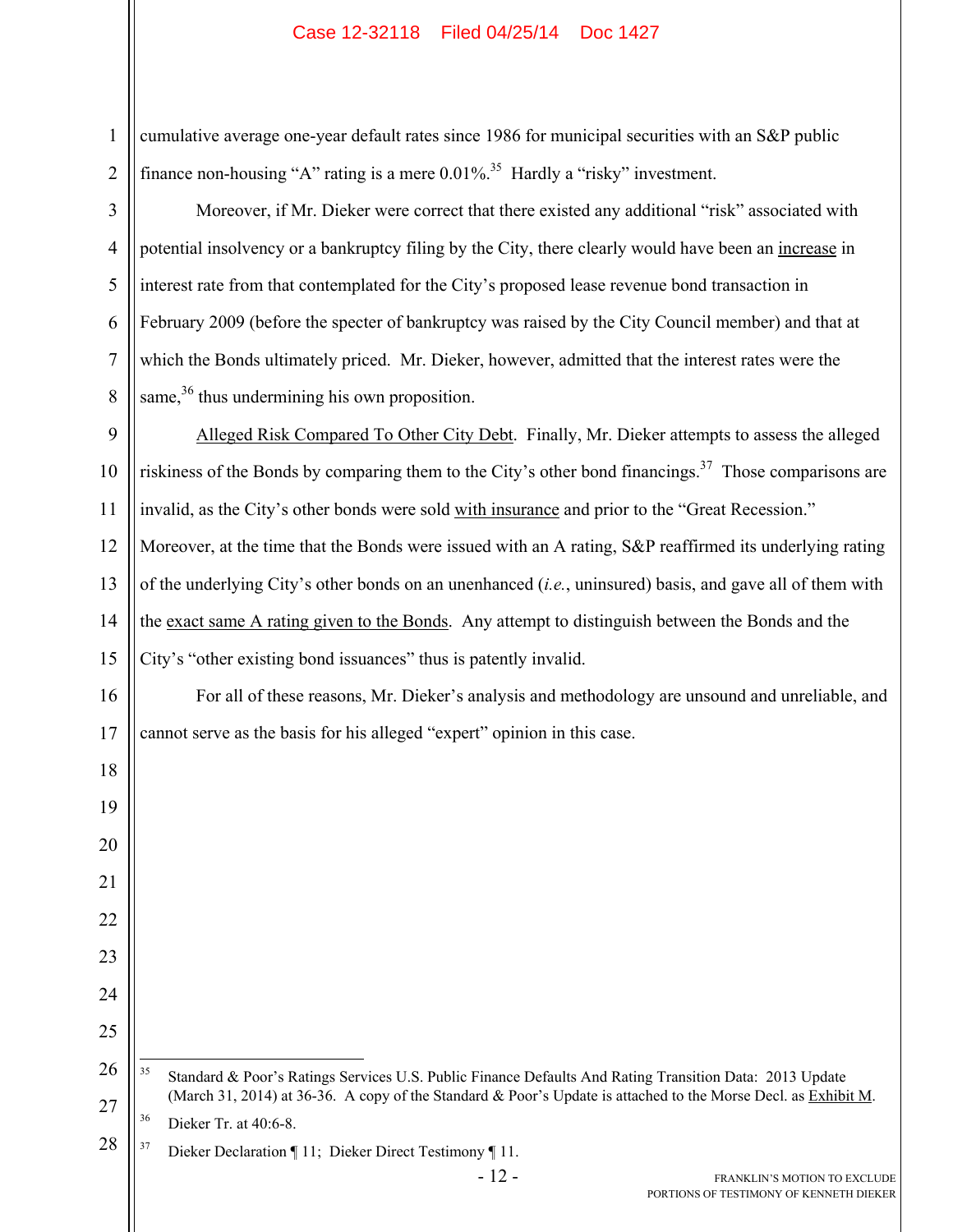cumulative average one-year default rates since 1986 for municipal securities with an S&P public finance non-housing "A" rating is a mere 0.01%.[35] Hardly a "risky" investment.

Moreover, if Mr. Dieker were correct that there existed any additional "risk" associated with potential insolvency or a bankruptcy filing by the City, there clearly would have been an increase in interest rate from that contemplated for the City's proposed lease revenue bond transaction in February 2009 (before the specter of bankruptcy was raised by the City Council member) and that at which the Bonds ultimately priced. Mr. Dieker, however, admitted that the interest rates were the same,[36] thus undermining his own proposition.

Alleged Risk Compared To Other City Debt. Finally, Mr. Dieker attempts to assess the alleged riskiness of the Bonds by comparing them to the City's other bond financings.[37] Those comparisons are invalid, as the City's other bonds were sold with insurance and prior to the "Great Recession." Moreover, at the time that the Bonds were issued with an A rating, S&P reaffirmed its underlying rating of the underlying City's other bonds on an unenhanced (*i.e.*, uninsured) basis, and gave all of them with the exact same A rating given to the Bonds. Any attempt to distinguish between the Bonds and the City's "other existing bond issuances" thus is patently invalid.

For all of these reasons, Mr. Dieker's analysis and methodology are unsound and unreliable, and cannot serve as the basis for his alleged "expert" opinion in this case.

---

[35] Standard & Poor's Ratings Services U.S. Public Finance Defaults And Rating Transition Data: 2013 Update (March 31, 2014) at 36-36. A copy of the Standard & Poor's Update is attached to the Morse Decl. as Exhibit M.

[36] Dieker Tr. at 40:6-8.

[37] Dieker Declaration ¶ 11; Dieker Direct Testimony ¶ 11.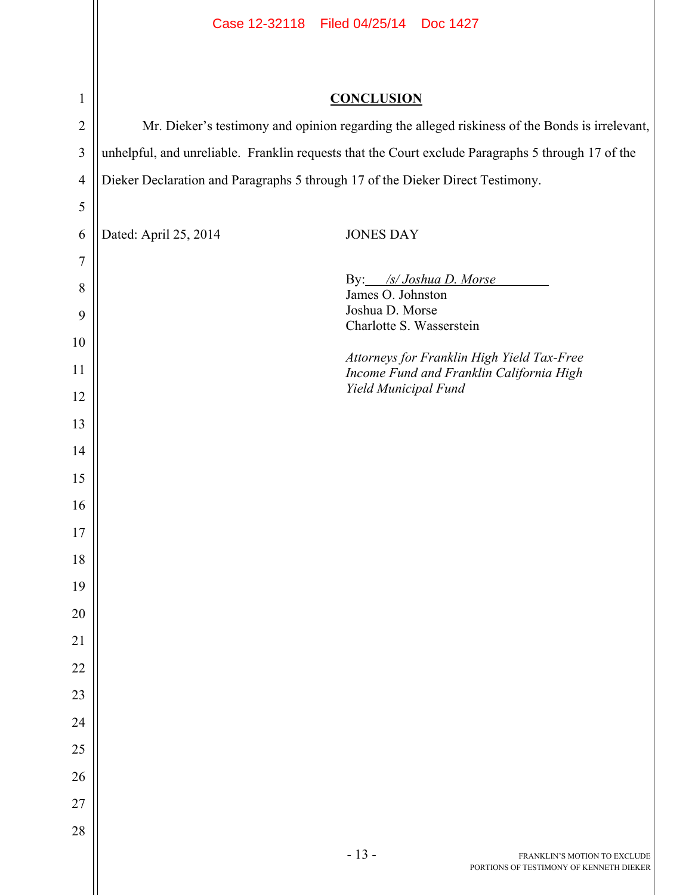## CONCLUSION

Mr. Dieker's testimony and opinion regarding the alleged riskiness of the Bonds is irrelevant, unhelpful, and unreliable. Franklin requests that the Court exclude Paragraphs 5 through 17 of the Dieker Declaration and Paragraphs 5 through 17 of the Dieker Direct Testimony.

Dated: April 25, 2014

JONES DAY

By: */s/ Joshua D. Morse*
James O. Johnston
Joshua D. Morse
Charlotte S. Wasserstein

*Attorneys for Franklin High Yield Tax-Free Income Fund and Franklin California High Yield Municipal Fund*